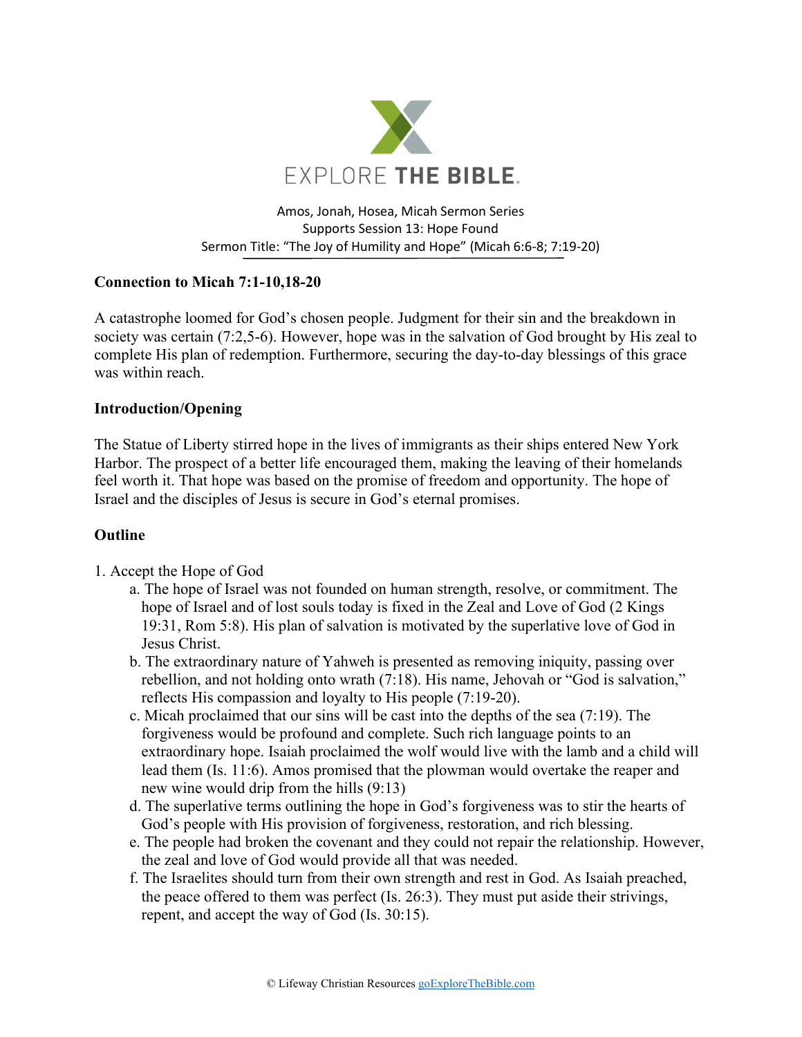EXPLORE THE BIBLE.

Amos, Jonah, Hosea, Micah Sermon Series
Supports Session 13: Hope Found
Sermon Title: "The Joy of Humility and Hope" (Micah 6:6-8; 7:19-20)

**Connection to Micah 7:1-10,18-20**

A catastrophe loomed for God's chosen people. Judgment for their sin and the breakdown in society was certain (7:2,5-6). However, hope was in the salvation of God brought by His zeal to complete His plan of redemption. Furthermore, securing the day-to-day blessings of this grace was within reach.

**Introduction/Opening**

The Statue of Liberty stirred hope in the lives of immigrants as their ships entered New York Harbor. The prospect of a better life encouraged them, making the leaving of their homelands feel worth it. That hope was based on the promise of freedom and opportunity. The hope of Israel and the disciples of Jesus is secure in God's eternal promises.

**Outline**

1. Accept the Hope of God
   a. The hope of Israel was not founded on human strength, resolve, or commitment. The hope of Israel and of lost souls today is fixed in the Zeal and Love of God (2 Kings 19:31, Rom 5:8). His plan of salvation is motivated by the superlative love of God in Jesus Christ.
   b. The extraordinary nature of Yahweh is presented as removing iniquity, passing over rebellion, and not holding onto wrath (7:18). His name, Jehovah or "God is salvation," reflects His compassion and loyalty to His people (7:19-20).
   c. Micah proclaimed that our sins will be cast into the depths of the sea (7:19). The forgiveness would be profound and complete. Such rich language points to an extraordinary hope. Isaiah proclaimed the wolf would live with the lamb and a child will lead them (Is. 11:6). Amos promised that the plowman would overtake the reaper and new wine would drip from the hills (9:13)
   d. The superlative terms outlining the hope in God's forgiveness was to stir the hearts of God's people with His provision of forgiveness, restoration, and rich blessing.
   e. The people had broken the covenant and they could not repair the relationship. However, the zeal and love of God would provide all that was needed.
   f. The Israelites should turn from their own strength and rest in God. As Isaiah preached, the peace offered to them was perfect (Is. 26:3). They must put aside their strivings, repent, and accept the way of God (Is. 30:15).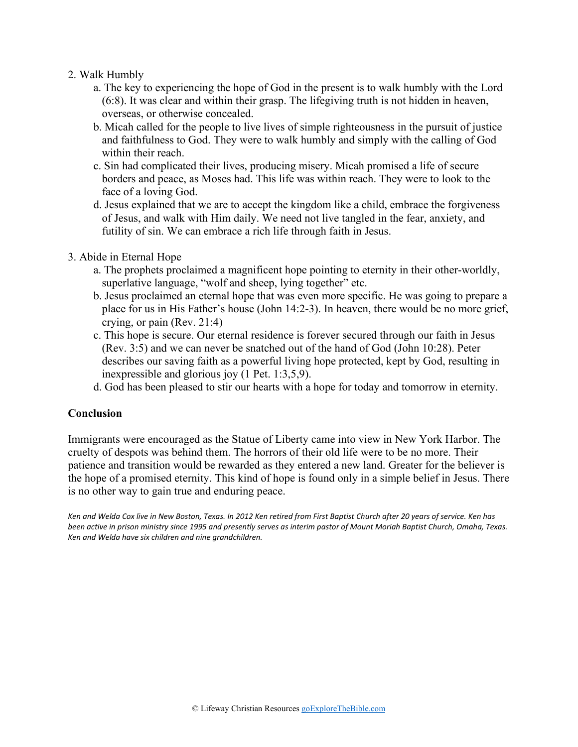2. Walk Humbly
    a. The key to experiencing the hope of God in the present is to walk humbly with the Lord (6:8). It was clear and within their grasp. The lifegiving truth is not hidden in heaven, overseas, or otherwise concealed.
    b. Micah called for the people to live lives of simple righteousness in the pursuit of justice and faithfulness to God. They were to walk humbly and simply with the calling of God within their reach.
    c. Sin had complicated their lives, producing misery. Micah promised a life of secure borders and peace, as Moses had. This life was within reach. They were to look to the face of a loving God.
    d. Jesus explained that we are to accept the kingdom like a child, embrace the forgiveness of Jesus, and walk with Him daily. We need not live tangled in the fear, anxiety, and futility of sin. We can embrace a rich life through faith in Jesus.

3. Abide in Eternal Hope
    a. The prophets proclaimed a magnificent hope pointing to eternity in their other-worldly, superlative language, "wolf and sheep, lying together" etc.
    b. Jesus proclaimed an eternal hope that was even more specific. He was going to prepare a place for us in His Father's house (John 14:2-3). In heaven, there would be no more grief, crying, or pain (Rev. 21:4)
    c. This hope is secure. Our eternal residence is forever secured through our faith in Jesus (Rev. 3:5) and we can never be snatched out of the hand of God (John 10:28). Peter describes our saving faith as a powerful living hope protected, kept by God, resulting in inexpressible and glorious joy (1 Pet. 1:3,5,9).
    d. God has been pleased to stir our hearts with a hope for today and tomorrow in eternity.

**Conclusion**

Immigrants were encouraged as the Statue of Liberty came into view in New York Harbor. The cruelty of despots was behind them. The horrors of their old life were to be no more. Their patience and transition would be rewarded as they entered a new land. Greater for the believer is the hope of a promised eternity. This kind of hope is found only in a simple belief in Jesus. There is no other way to gain true and enduring peace.

*Ken and Welda Cox live in New Boston, Texas. In 2012 Ken retired from First Baptist Church after 20 years of service. Ken has been active in prison ministry since 1995 and presently serves as interim pastor of Mount Moriah Baptist Church, Omaha, Texas. Ken and Welda have six children and nine grandchildren.*

© Lifeway Christian Resources goExploreTheBible.com